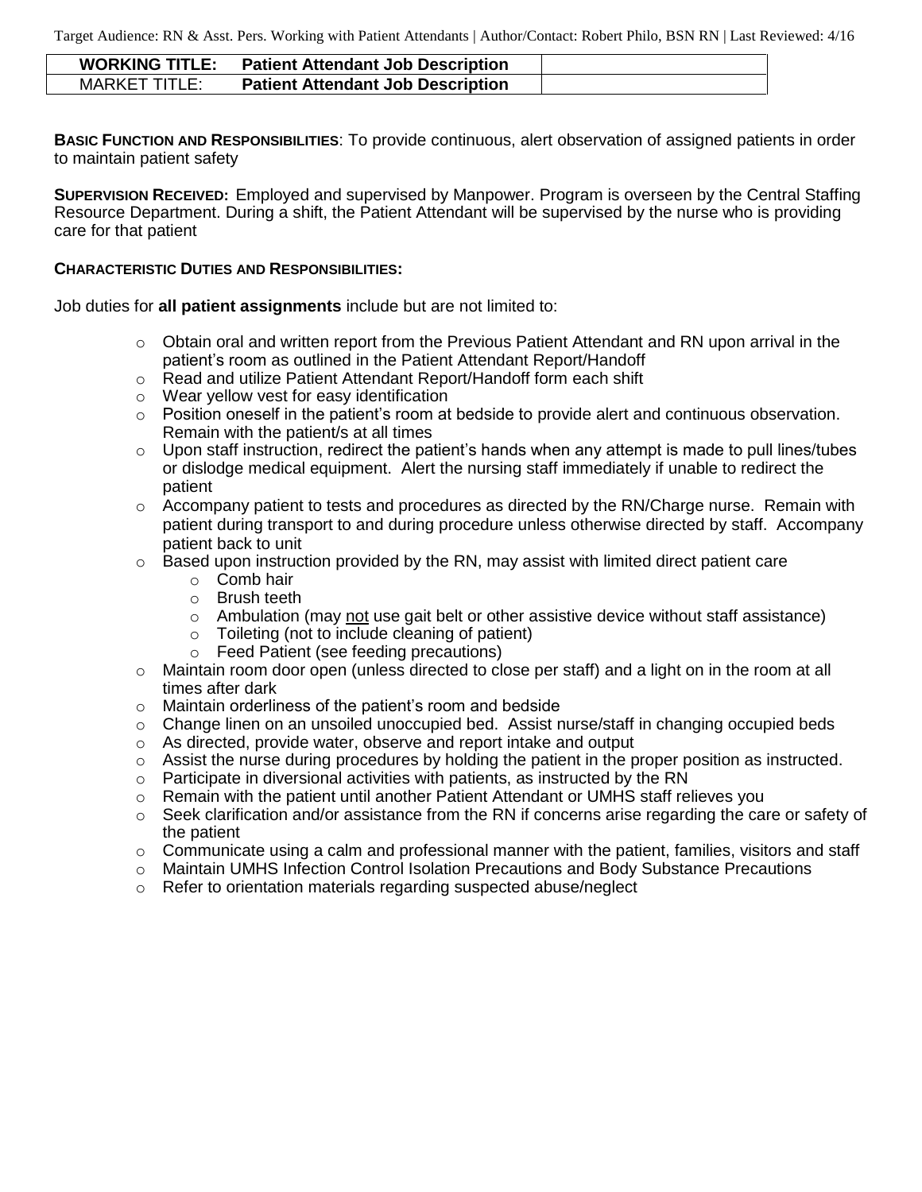Target Audience: RN & Asst. Pers. Working with Patient Attendants | Author/Contact: Robert Philo, BSN RN | Last Reviewed: 4/16

| WORKING TITLE: | Patient Attendant Job Description | |
|---|---|---|
| MARKET TITLE: | **Patient Attendant Job Description** | |

**BASIC FUNCTION AND RESPONSIBILITIES**: To provide continuous, alert observation of assigned patients in order to maintain patient safety

**SUPERVISION RECEIVED:** Employed and supervised by Manpower. Program is overseen by the Central Staffing Resource Department. During a shift, the Patient Attendant will be supervised by the nurse who is providing care for that patient

**CHARACTERISTIC DUTIES AND RESPONSIBILITIES:**

Job duties for **all patient assignments** include but are not limited to:

- Obtain oral and written report from the Previous Patient Attendant and RN upon arrival in the patient's room as outlined in the Patient Attendant Report/Handoff
- Read and utilize Patient Attendant Report/Handoff form each shift
- Wear yellow vest for easy identification
- Position oneself in the patient's room at bedside to provide alert and continuous observation. Remain with the patient/s at all times
- Upon staff instruction, redirect the patient's hands when any attempt is made to pull lines/tubes or dislodge medical equipment. Alert the nursing staff immediately if unable to redirect the patient
- Accompany patient to tests and procedures as directed by the RN/Charge nurse. Remain with patient during transport to and during procedure unless otherwise directed by staff. Accompany patient back to unit
- Based upon instruction provided by the RN, may assist with limited direct patient care
  - Comb hair
  - Brush teeth
  - Ambulation (may <u>not</u> use gait belt or other assistive device without staff assistance)
  - Toileting (not to include cleaning of patient)
  - Feed Patient (see feeding precautions)
- Maintain room door open (unless directed to close per staff) and a light on in the room at all times after dark
- Maintain orderliness of the patient's room and bedside
- Change linen on an unsoiled unoccupied bed. Assist nurse/staff in changing occupied beds
- As directed, provide water, observe and report intake and output
- Assist the nurse during procedures by holding the patient in the proper position as instructed.
- Participate in diversional activities with patients, as instructed by the RN
- Remain with the patient until another Patient Attendant or UMHS staff relieves you
- Seek clarification and/or assistance from the RN if concerns arise regarding the care or safety of the patient
- Communicate using a calm and professional manner with the patient, families, visitors and staff
- Maintain UMHS Infection Control Isolation Precautions and Body Substance Precautions
- Refer to orientation materials regarding suspected abuse/neglect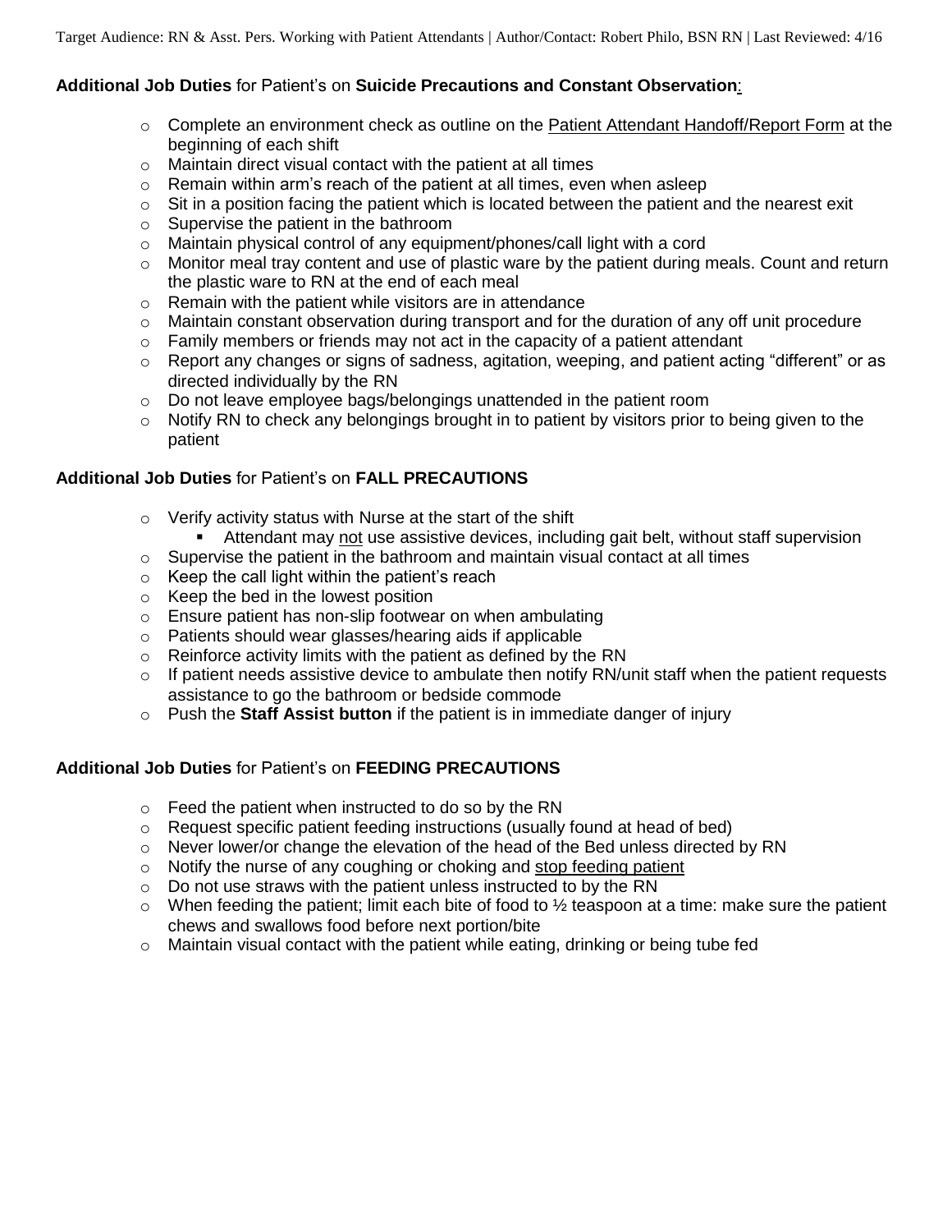**Additional Job Duties** for Patient's on **Suicide Precautions and Constant Observation**:

- Complete an environment check as outline on the Patient Attendant Handoff/Report Form at the beginning of each shift
- Maintain direct visual contact with the patient at all times
- Remain within arm's reach of the patient at all times, even when asleep
- Sit in a position facing the patient which is located between the patient and the nearest exit
- Supervise the patient in the bathroom
- Maintain physical control of any equipment/phones/call light with a cord
- Monitor meal tray content and use of plastic ware by the patient during meals. Count and return the plastic ware to RN at the end of each meal
- Remain with the patient while visitors are in attendance
- Maintain constant observation during transport and for the duration of any off unit procedure
- Family members or friends may not act in the capacity of a patient attendant
- Report any changes or signs of sadness, agitation, weeping, and patient acting "different" or as directed individually by the RN
- Do not leave employee bags/belongings unattended in the patient room
- Notify RN to check any belongings brought in to patient by visitors prior to being given to the patient

**Additional Job Duties** for Patient's on **FALL PRECAUTIONS**

- Verify activity status with Nurse at the start of the shift
  - Attendant may not use assistive devices, including gait belt, without staff supervision
- Supervise the patient in the bathroom and maintain visual contact at all times
- Keep the call light within the patient's reach
- Keep the bed in the lowest position
- Ensure patient has non-slip footwear on when ambulating
- Patients should wear glasses/hearing aids if applicable
- Reinforce activity limits with the patient as defined by the RN
- If patient needs assistive device to ambulate then notify RN/unit staff when the patient requests assistance to go the bathroom or bedside commode
- Push the **Staff Assist button** if the patient is in immediate danger of injury

**Additional Job Duties** for Patient's on **FEEDING PRECAUTIONS**

- Feed the patient when instructed to do so by the RN
- Request specific patient feeding instructions (usually found at head of bed)
- Never lower/or change the elevation of the head of the Bed unless directed by RN
- Notify the nurse of any coughing or choking and stop feeding patient
- Do not use straws with the patient unless instructed to by the RN
- When feeding the patient; limit each bite of food to ½ teaspoon at a time: make sure the patient chews and swallows food before next portion/bite
- Maintain visual contact with the patient while eating, drinking or being tube fed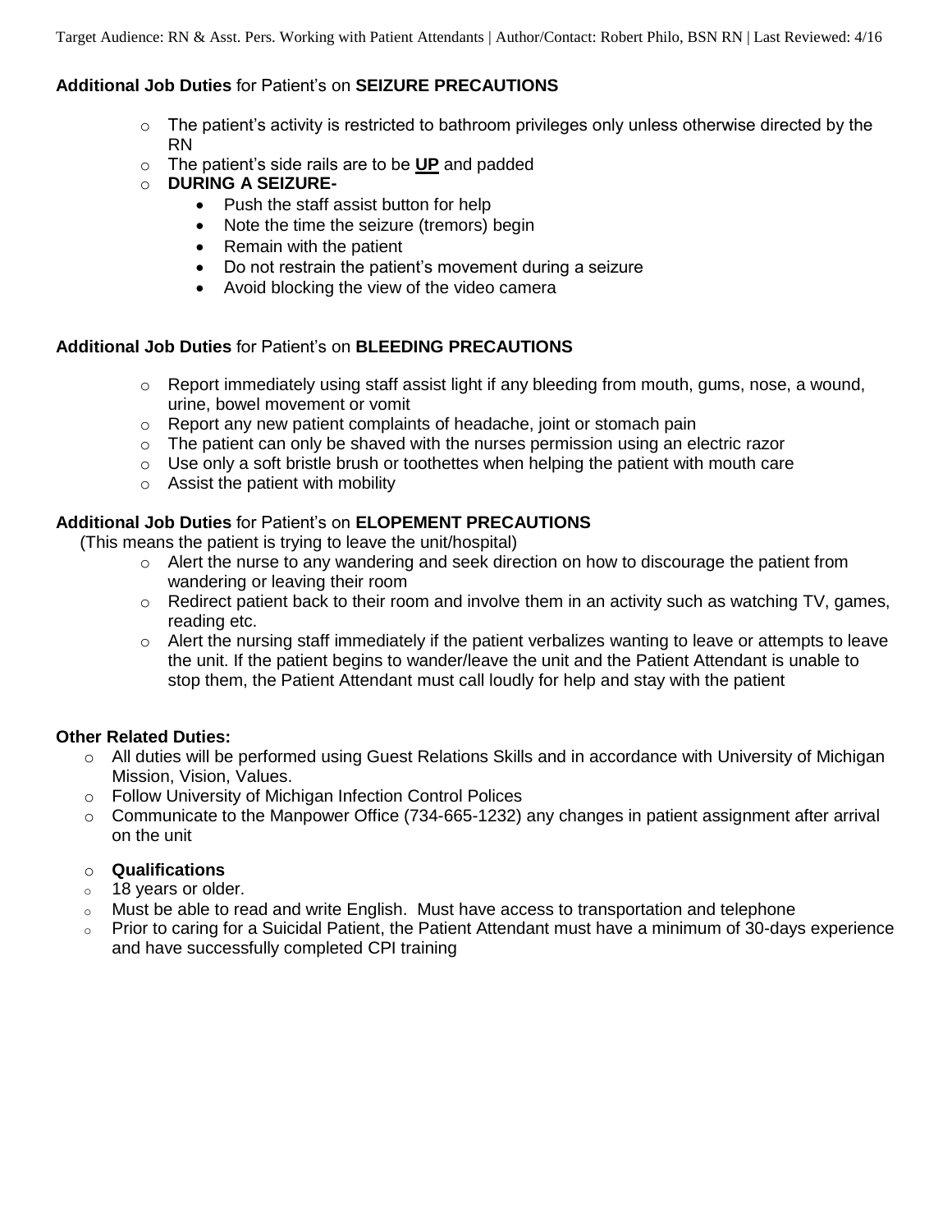**Additional Job Duties** for Patient's on **SEIZURE PRECAUTIONS**

- The patient's activity is restricted to bathroom privileges only unless otherwise directed by the RN
- The patient's side rails are to be **UP** and padded
- **DURING A SEIZURE-**
  - Push the staff assist button for help
  - Note the time the seizure (tremors) begin
  - Remain with the patient
  - Do not restrain the patient's movement during a seizure
  - Avoid blocking the view of the video camera

**Additional Job Duties** for Patient's on **BLEEDING PRECAUTIONS**

- Report immediately using staff assist light if any bleeding from mouth, gums, nose, a wound, urine, bowel movement or vomit
- Report any new patient complaints of headache, joint or stomach pain
- The patient can only be shaved with the nurses permission using an electric razor
- Use only a soft bristle brush or toothettes when helping the patient with mouth care
- Assist the patient with mobility

**Additional Job Duties** for Patient's on **ELOPEMENT PRECAUTIONS**

(This means the patient is trying to leave the unit/hospital)

- Alert the nurse to any wandering and seek direction on how to discourage the patient from wandering or leaving their room
- Redirect patient back to their room and involve them in an activity such as watching TV, games, reading etc.
- Alert the nursing staff immediately if the patient verbalizes wanting to leave or attempts to leave the unit. If the patient begins to wander/leave the unit and the Patient Attendant is unable to stop them, the Patient Attendant must call loudly for help and stay with the patient

**Other Related Duties:**

- All duties will be performed using Guest Relations Skills and in accordance with University of Michigan Mission, Vision, Values.
- Follow University of Michigan Infection Control Polices
- Communicate to the Manpower Office (734-665-1232) any changes in patient assignment after arrival on the unit
- **Qualifications**
- 18 years or older.
- Must be able to read and write English. Must have access to transportation and telephone
- Prior to caring for a Suicidal Patient, the Patient Attendant must have a minimum of 30-days experience and have successfully completed CPI training